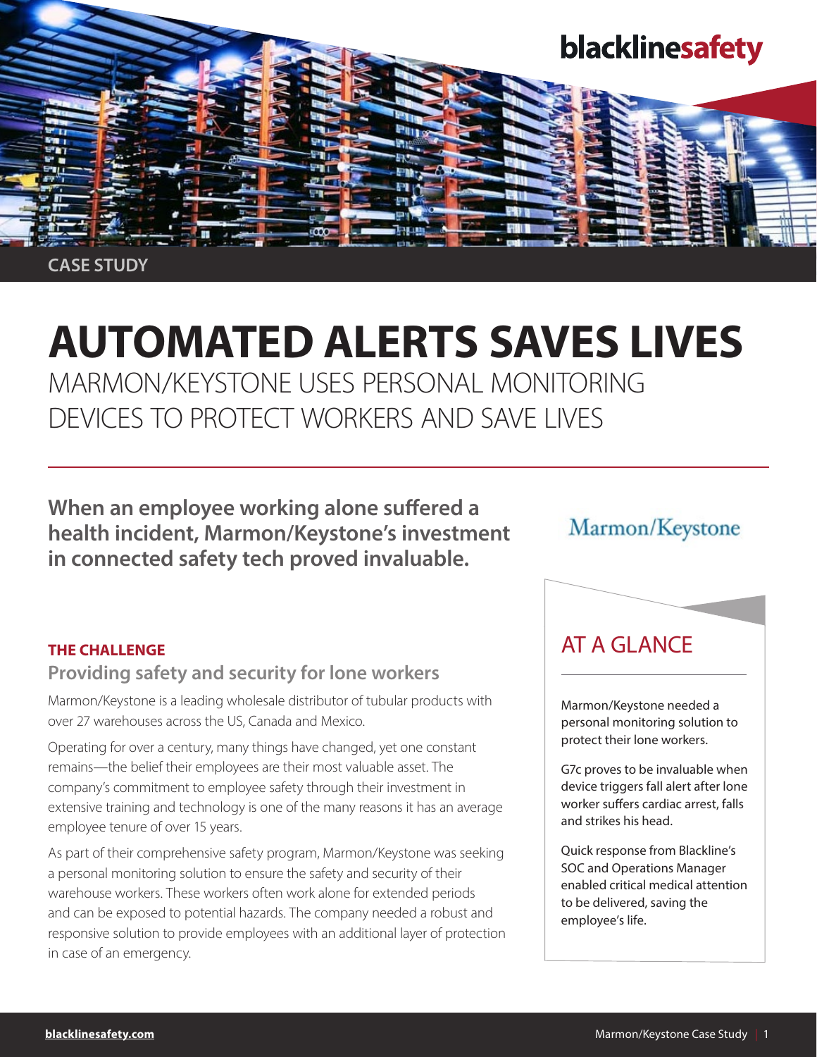blacklinesafety

CASE STUDY

# AUTOMATED ALERTS SAVES LIVES

## MARMON/KEYSTONE USES PERSONAL MONITORING DEVICES TO PROTECT WORKERS AND SAVE LIVES

**When an employee working alone suffered a health incident, Marmon/Keystone's investment in connected safety tech proved invaluable.**

Marmon/Keystone

### AT A GLANCE

Marmon/Keystone needed a personal monitoring solution to protect their lone workers.

G7c proves to be invaluable when device triggers fall alert after lone worker suffers cardiac arrest, falls and strikes his head.

Quick response from Blackline's SOC and Operations Manager enabled critical medical attention to be delivered, saving the employee's life.

### THE CHALLENGE

#### Providing safety and security for lone workers

Marmon/Keystone is a leading wholesale distributor of tubular products with over 27 warehouses across the US, Canada and Mexico.

Operating for over a century, many things have changed, yet one constant remains—the belief their employees are their most valuable asset. The company's commitment to employee safety through their investment in extensive training and technology is one of the many reasons it has an average employee tenure of over 15 years.

As part of their comprehensive safety program, Marmon/Keystone was seeking a personal monitoring solution to ensure the safety and security of their warehouse workers. These workers often work alone for extended periods and can be exposed to potential hazards. The company needed a robust and responsive solution to provide employees with an additional layer of protection in case of an emergency.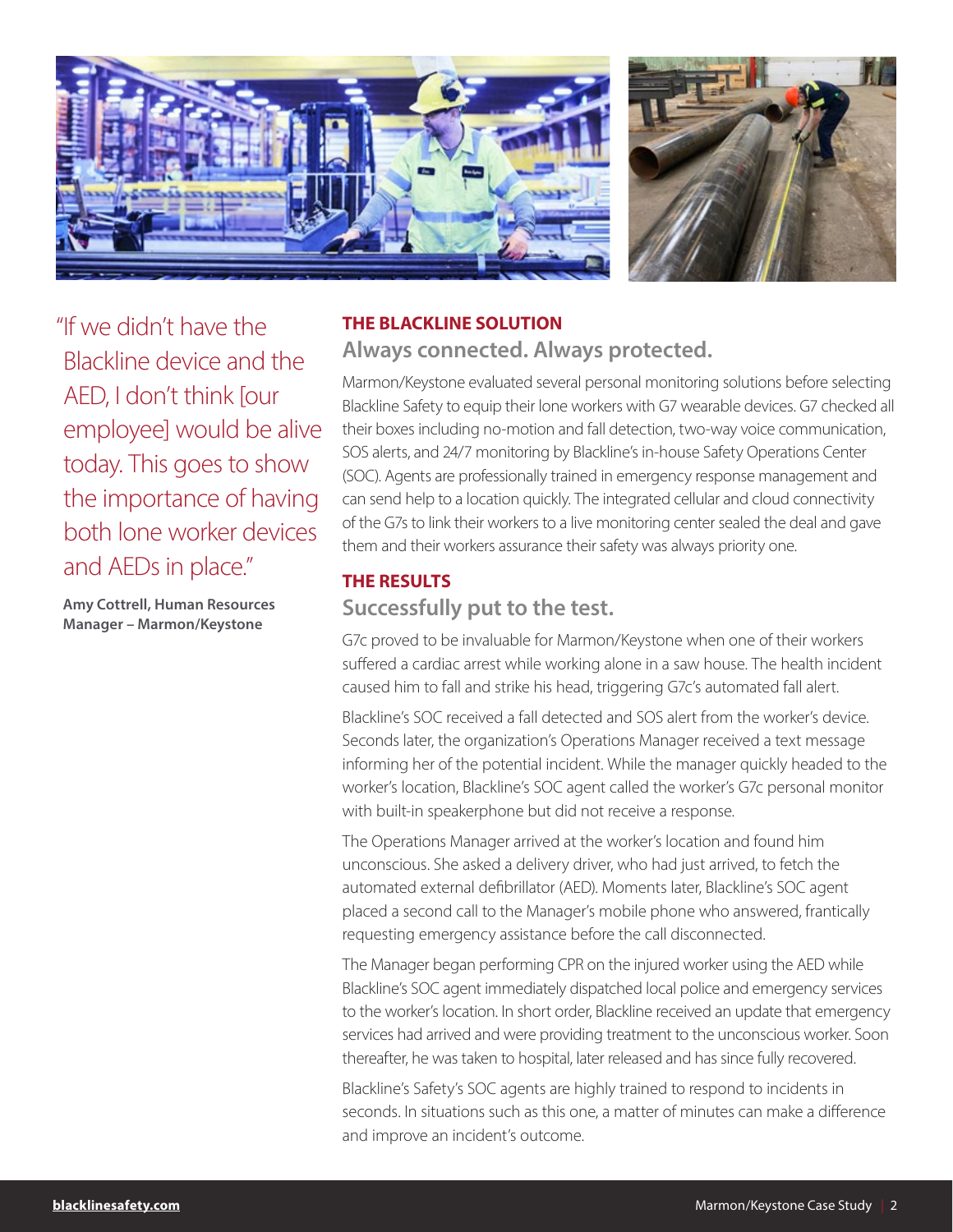"If we didn't have the Blackline device and the AED, I don't think [our employee] would be alive today. This goes to show the importance of having both lone worker devices and AEDs in place."

**Amy Cottrell, Human Resources Manager – Marmon/Keystone**

## THE BLACKLINE SOLUTION

### Always connected. Always protected.

Marmon/Keystone evaluated several personal monitoring solutions before selecting Blackline Safety to equip their lone workers with G7 wearable devices. G7 checked all their boxes including no-motion and fall detection, two-way voice communication, SOS alerts, and 24/7 monitoring by Blackline's in-house Safety Operations Center (SOC). Agents are professionally trained in emergency response management and can send help to a location quickly. The integrated cellular and cloud connectivity of the G7s to link their workers to a live monitoring center sealed the deal and gave them and their workers assurance their safety was always priority one.

## THE RESULTS

### Successfully put to the test.

G7c proved to be invaluable for Marmon/Keystone when one of their workers suffered a cardiac arrest while working alone in a saw house. The health incident caused him to fall and strike his head, triggering G7c's automated fall alert.

Blackline's SOC received a fall detected and SOS alert from the worker's device. Seconds later, the organization's Operations Manager received a text message informing her of the potential incident. While the manager quickly headed to the worker's location, Blackline's SOC agent called the worker's G7c personal monitor with built-in speakerphone but did not receive a response.

The Operations Manager arrived at the worker's location and found him unconscious. She asked a delivery driver, who had just arrived, to fetch the automated external defibrillator (AED). Moments later, Blackline's SOC agent placed a second call to the Manager's mobile phone who answered, frantically requesting emergency assistance before the call disconnected.

The Manager began performing CPR on the injured worker using the AED while Blackline's SOC agent immediately dispatched local police and emergency services to the worker's location. In short order, Blackline received an update that emergency services had arrived and were providing treatment to the unconscious worker. Soon thereafter, he was taken to hospital, later released and has since fully recovered.

Blackline's Safety's SOC agents are highly trained to respond to incidents in seconds. In situations such as this one, a matter of minutes can make a difference and improve an incident's outcome.

**blacklinesafety.com**